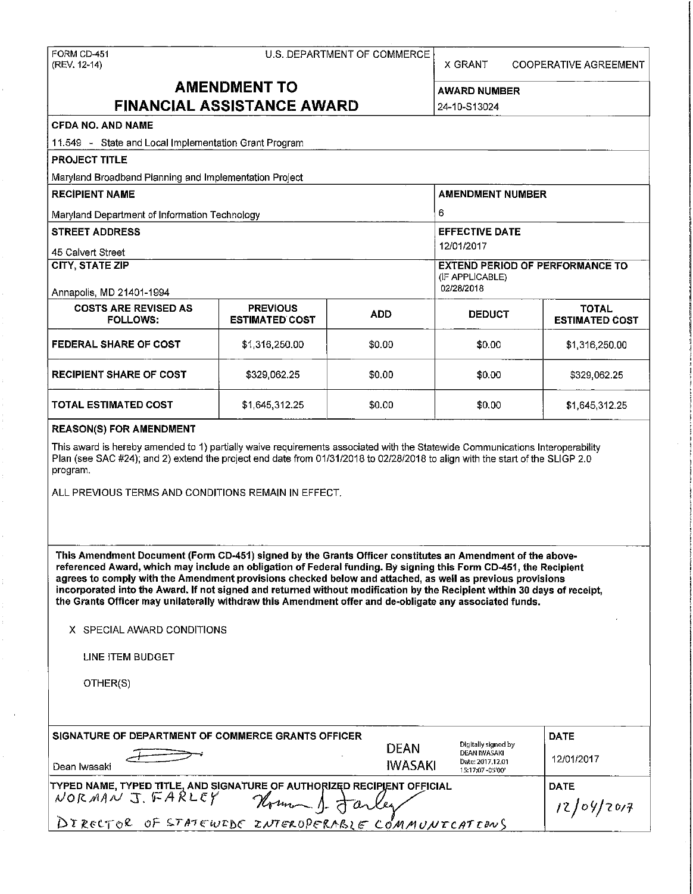FORM CD-451
(REV. 12-14)

U.S. DEPARTMENT OF COMMERCE

X GRANT  COOPERATIVE AGREEMENT

# AMENDMENT TO FINANCIAL ASSISTANCE AWARD

**AWARD NUMBER**
24-10-S13024

**CFDA NO. AND NAME**
11.549 - State and Local Implementation Grant Program

**PROJECT TITLE**
Maryland Broadband Planning and Implementation Project

**RECIPIENT NAME**
Maryland Department of Information Technology

**AMENDMENT NUMBER**
6

**STREET ADDRESS**
45 Calvert Street

**EFFECTIVE DATE**
12/01/2017

**CITY, STATE ZIP**
Annapolis, MD 21401-1994

**EXTEND PERIOD OF PERFORMANCE TO (IF APPLICABLE)**
02/28/2018

| COSTS ARE REVISED AS FOLLOWS: | PREVIOUS ESTIMATED COST | ADD | DEDUCT | TOTAL ESTIMATED COST |
|---|---|---|---|---|
| FEDERAL SHARE OF COST | $1,316,250.00 | $0.00 | $0.00 | $1,316,250.00 |
| RECIPIENT SHARE OF COST | $329,062.25 | $0.00 | $0.00 | $329,062.25 |
| TOTAL ESTIMATED COST | $1,645,312.25 | $0.00 | $0.00 | $1,645,312.25 |

**REASON(S) FOR AMENDMENT**

This award is hereby amended to 1) partially waive requirements associated with the Statewide Communications Interoperability Plan (see SAC #24); and 2) extend the project end date from 01/31/2018 to 02/28/2018 to align with the start of the SLIGP 2.0 program.

ALL PREVIOUS TERMS AND CONDITIONS REMAIN IN EFFECT.

**This Amendment Document (Form CD-451) signed by the Grants Officer constitutes an Amendment of the above-referenced Award, which may include an obligation of Federal funding. By signing this Form CD-451, the Recipient agrees to comply with the Amendment provisions checked below and attached, as well as previous provisions incorporated into the Award. If not signed and returned without modification by the Recipient within 30 days of receipt, the Grants Officer may unilaterally withdraw this Amendment offer and de-obligate any associated funds.**

X SPECIAL AWARD CONDITIONS

LINE ITEM BUDGET

OTHER(S)

**SIGNATURE OF DEPARTMENT OF COMMERCE GRANTS OFFICER**
Dean Iwasaki

DEAN IWASAKI — Digitally signed by DEAN IWASAKI Date: 2017.12.01 15:17:07 -05'00'

**DATE**
12/01/2017

**TYPED NAME, TYPED TITLE, AND SIGNATURE OF AUTHORIZED RECIPIENT OFFICIAL**
NORMAN J. FARLEY
DIRECTOR OF STATEWIDE INTEROPERABLE COMMUNICATIONS

**DATE**
12/04/2017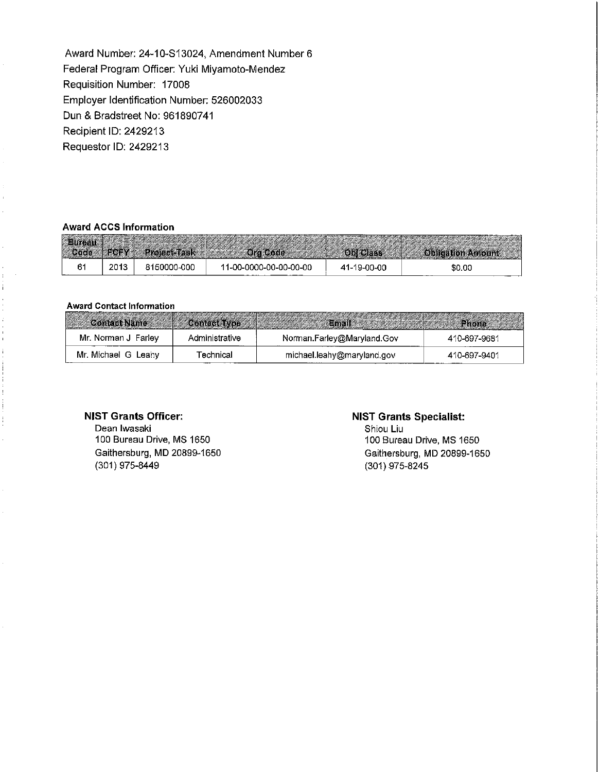Award Number: 24-10-S13024, Amendment Number 6
Federal Program Officer: Yuki Miyamoto-Mendez
Requisition Number: 17008
Employer Identification Number: 526002033
Dun & Bradstreet No: 961890741
Recipient ID: 2429213
Requestor ID: 2429213

**Award ACCS Information**

| Bureau Code | FCFY | Project-Task | Org Code | Obj Class | Obligation Amount |
|---|---|---|---|---|---|
| 61 | 2013 | 8150000-000 | 11-00-0000-00-00-00-00 | 41-19-00-00 | $0.00 |

**Award Contact Information**

| Contact Name | Contact Type | Email | Phone |
|---|---|---|---|
| Mr. Norman J Farley | Administrative | Norman.Farley@Maryland.Gov | 410-697-9681 |
| Mr. Michael G Leahy | Technical | michael.leahy@maryland.gov | 410-697-9401 |

**NIST Grants Officer:**
Dean Iwasaki
100 Bureau Drive, MS 1650
Gaithersburg, MD 20899-1650
(301) 975-8449

**NIST Grants Specialist:**
Shiou Liu
100 Bureau Drive, MS 1650
Gaithersburg, MD 20899-1650
(301) 975-8245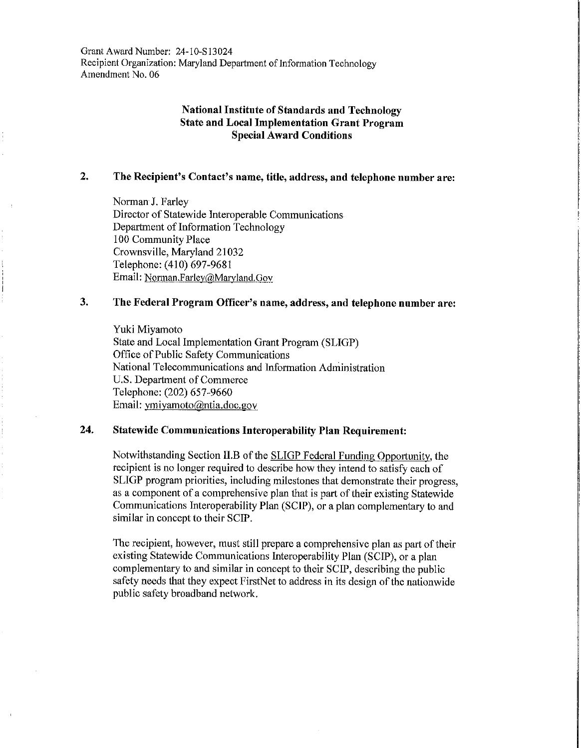Grant Award Number: 24-10-S13024
Recipient Organization: Maryland Department of Information Technology
Amendment No. 06

**National Institute of Standards and Technology**
**State and Local Implementation Grant Program**
**Special Award Conditions**

**2. The Recipient's Contact's name, title, address, and telephone number are:**

Norman J. Farley
Director of Statewide Interoperable Communications
Department of Information Technology
100 Community Place
Crownsville, Maryland 21032
Telephone: (410) 697-9681
Email: Norman.Farley@Maryland.Gov

**3. The Federal Program Officer's name, address, and telephone number are:**

Yuki Miyamoto
State and Local Implementation Grant Program (SLIGP)
Office of Public Safety Communications
National Telecommunications and Information Administration
U.S. Department of Commerce
Telephone: (202) 657-9660
Email: ymiyamoto@ntia.doc.gov

**24. Statewide Communications Interoperability Plan Requirement:**

Notwithstanding Section II.B of the SLIGP Federal Funding Opportunity, the recipient is no longer required to describe how they intend to satisfy each of SLIGP program priorities, including milestones that demonstrate their progress, as a component of a comprehensive plan that is part of their existing Statewide Communications Interoperability Plan (SCIP), or a plan complementary to and similar in concept to their SCIP.

The recipient, however, must still prepare a comprehensive plan as part of their existing Statewide Communications Interoperability Plan (SCIP), or a plan complementary to and similar in concept to their SCIP, describing the public safety needs that they expect FirstNet to address in its design of the nationwide public safety broadband network.